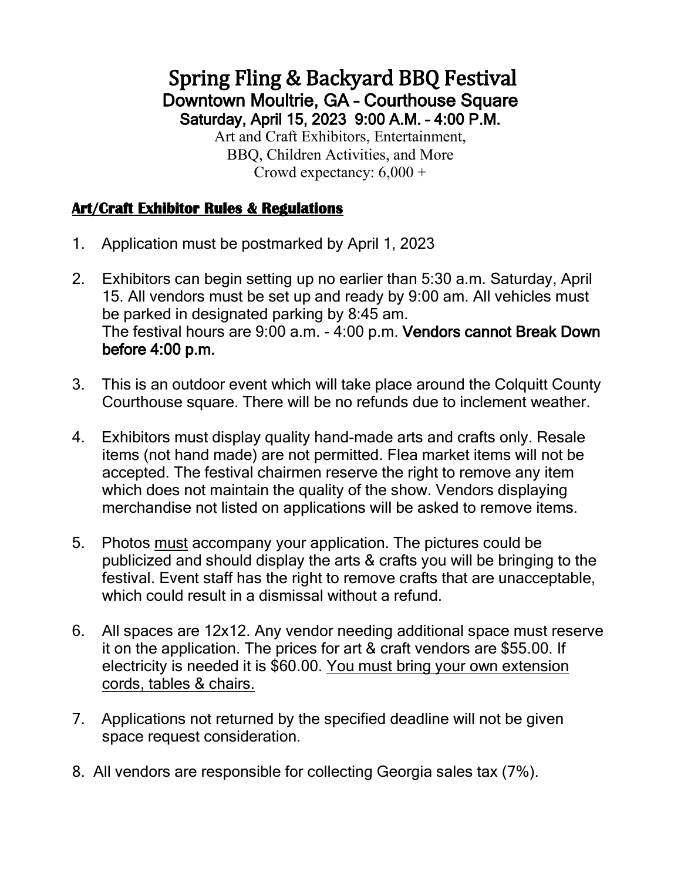# Spring Fling & Backyard BBQ Festival

## Downtown Moultrie, GA – Courthouse Square

### Saturday, April 15, 2023 9:00 A.M. – 4:00 P.M.

Art and Craft Exhibitors, Entertainment,
BBQ, Children Activities, and More
Crowd expectancy: 6,000 +

## **Art/Craft Exhibitor Rules & Regulations**

1. Application must be postmarked by April 1, 2023

2. Exhibitors can begin setting up no earlier than 5:30 a.m. Saturday, April 15. All vendors must be set up and ready by 9:00 am. All vehicles must be parked in designated parking by 8:45 am.
   The festival hours are 9:00 a.m. - 4:00 p.m. **Vendors cannot Break Down before 4:00 p.m.**

3. This is an outdoor event which will take place around the Colquitt County Courthouse square. There will be no refunds due to inclement weather.

4. Exhibitors must display quality hand-made arts and crafts only. Resale items (not hand made) are not permitted. Flea market items will not be accepted. The festival chairmen reserve the right to remove any item which does not maintain the quality of the show. Vendors displaying merchandise not listed on applications will be asked to remove items.

5. Photos must accompany your application. The pictures could be publicized and should display the arts & crafts you will be bringing to the festival. Event staff has the right to remove crafts that are unacceptable, which could result in a dismissal without a refund.

6. All spaces are 12x12. Any vendor needing additional space must reserve it on the application. The prices for art & craft vendors are $55.00. If electricity is needed it is $60.00. You must bring your own extension cords, tables & chairs.

7. Applications not returned by the specified deadline will not be given space request consideration.

8. All vendors are responsible for collecting Georgia sales tax (7%).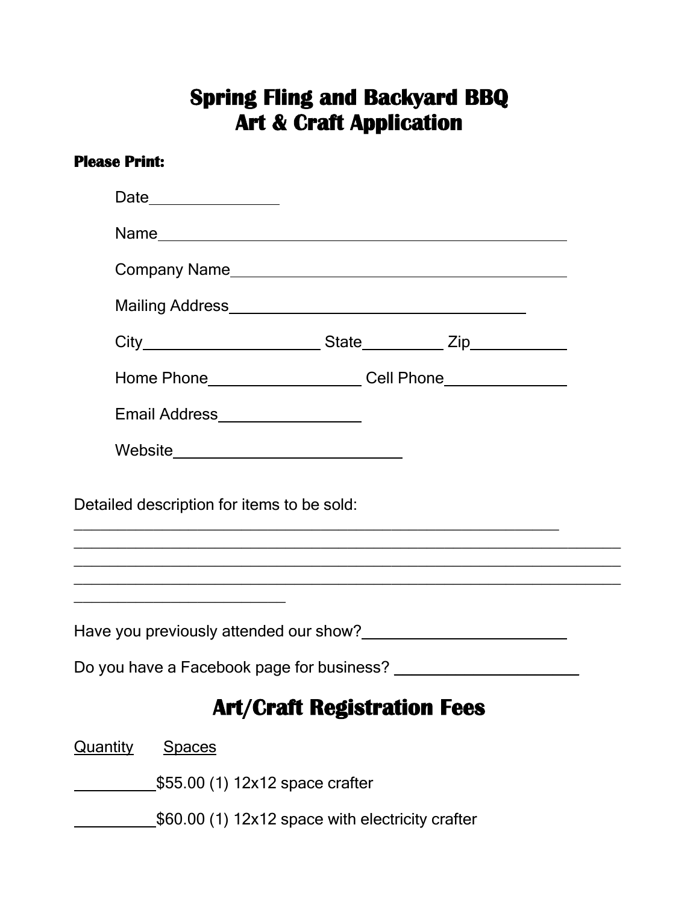# Spring Fling and Backyard BBQ
# Art & Craft Application

**Please Print:**

Date_______________

Name_________________________________________________

Company Name________________________________________

Mailing Address_____________________________________

City____________________ State_________ Zip__________

Home Phone_________________ Cell Phone_____________

Email Address_______________

Website__________________________

Detailed description for items to be sold:
_______________________________________________________________
_______________________________________________________________
_______________________________________________________________
_______________________________________________________________
_________________________

Have you previously attended our show?______________________

Do you have a Facebook page for business? ____________________

## Art/Craft Registration Fees

<u>Quantity</u> <u>Spaces</u>

_________$55.00 (1) 12x12 space crafter

_________$60.00 (1) 12x12 space with electricity crafter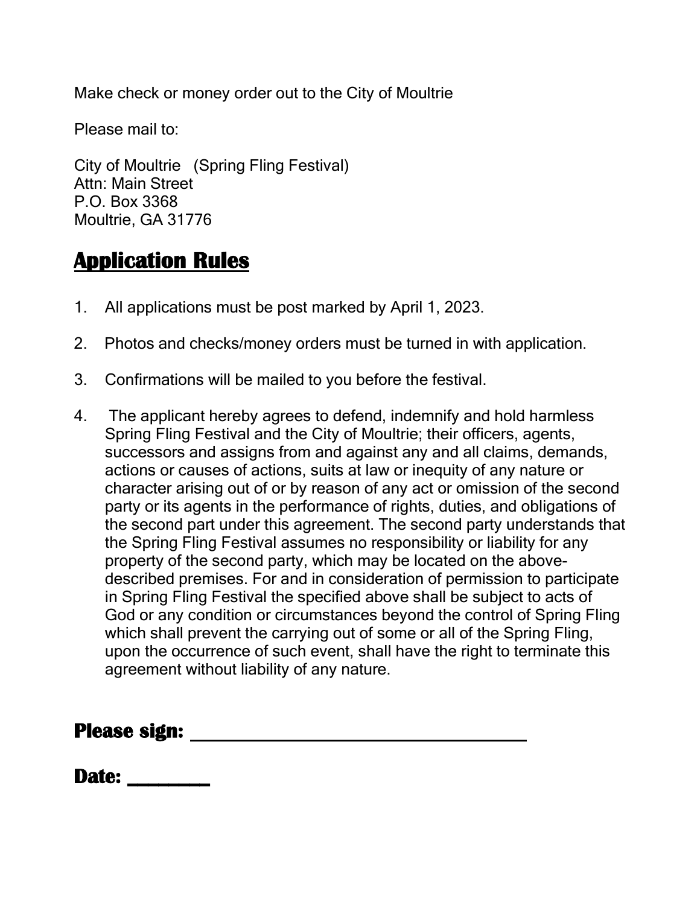Make check or money order out to the City of Moultrie

Please mail to:

City of Moultrie (Spring Fling Festival)
Attn: Main Street
P.O. Box 3368
Moultrie, GA 31776

## Application Rules

1. All applications must be post marked by April 1, 2023.

2. Photos and checks/money orders must be turned in with application.

3. Confirmations will be mailed to you before the festival.

4. The applicant hereby agrees to defend, indemnify and hold harmless Spring Fling Festival and the City of Moultrie; their officers, agents, successors and assigns from and against any and all claims, demands, actions or causes of actions, suits at law or inequity of any nature or character arising out of or by reason of any act or omission of the second party or its agents in the performance of rights, duties, and obligations of the second part under this agreement. The second party understands that the Spring Fling Festival assumes no responsibility or liability for any property of the second party, which may be located on the above-described premises. For and in consideration of permission to participate in Spring Fling Festival the specified above shall be subject to acts of God or any condition or circumstances beyond the control of Spring Fling which shall prevent the carrying out of some or all of the Spring Fling, upon the occurrence of such event, shall have the right to terminate this agreement without liability of any nature.

**Please sign:** ___________________________________

**Date:** ________